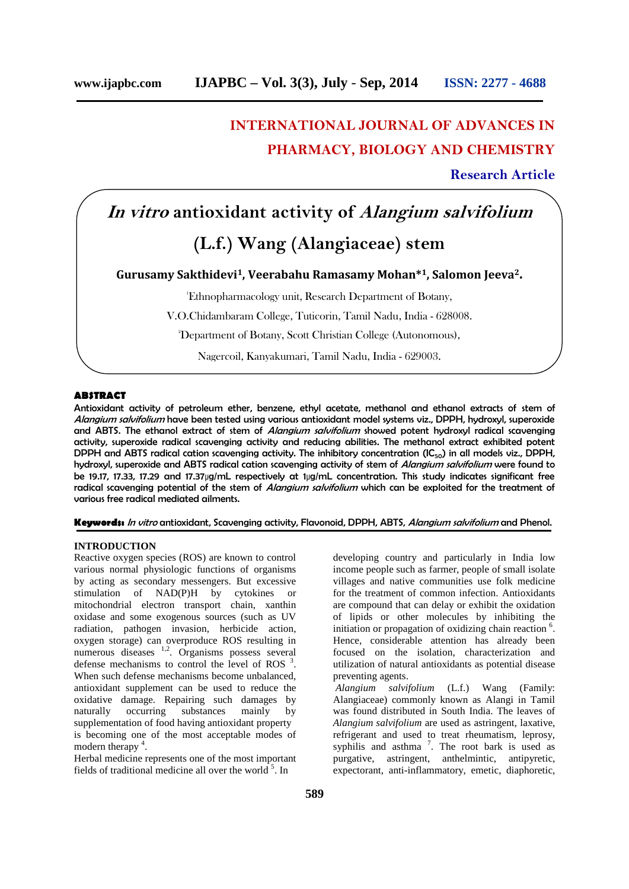# INTERNATIONAL JOURNAL OF ADVANCES IN PHARMACY, BIOLOGY AND CHEMISTRY

**Research Article**

# *In vitro* antioxidant activity of *Alangium salvifolium* (L.f.) Wang (Alangiaceae) stem

**Gurusamy Sakthidevi[1], Veerabahu Ramasamy Mohan*[1], Salomon Jeeva[2].**

[1]Ethnopharmacology unit, Research Department of Botany,

V.O.Chidambaram College, Tuticorin, Tamil Nadu, India - 628008.

[2]Department of Botany, Scott Christian College (Autonomous),

Nagercoil, Kanyakumari, Tamil Nadu, India - 629003.

## ABSTRACT

**Antioxidant activity of petroleum ether, benzene, ethyl acetate, methanol and ethanol extracts of stem of *Alangium salvifolium* have been tested using various antioxidant model systems viz., DPPH, hydroxyl, superoxide and ABTS. The ethanol extract of stem of *Alangium salvifolium* showed potent hydroxyl radical scavenging activity, superoxide radical scavenging activity and reducing abilities. The methanol extract exhibited potent DPPH and ABTS radical cation scavenging activity. The inhibitory concentration ($IC_{50}$) in all models viz., DPPH, hydroxyl, superoxide and ABTS radical cation scavenging activity of stem of *Alangium salvifolium* were found to be 19.17, 17.33, 17.29 and 17.37µg/mL respectively at 1µg/mL concentration. This study indicates significant free radical scavenging potential of the stem of *Alangium salvifolium* which can be exploited for the treatment of various free radical mediated ailments.**

**Keywords:** *In vitro* antioxidant, Scavenging activity, Flavonoid, DPPH, ABTS, *Alangium salvifolium* and Phenol.

## INTRODUCTION

Reactive oxygen species (ROS) are known to control various normal physiologic functions of organisms by acting as secondary messengers. But excessive stimulation of NAD(P)H by cytokines or mitochondrial electron transport chain, xanthin oxidase and some exogenous sources (such as UV radiation, pathogen invasion, herbicide action, oxygen storage) can overproduce ROS resulting in numerous diseases [1,2]. Organisms possess several defense mechanisms to control the level of ROS [3]. When such defense mechanisms become unbalanced, antioxidant supplement can be used to reduce the oxidative damage. Repairing such damages by naturally occurring substances mainly by supplementation of food having antioxidant property is becoming one of the most acceptable modes of modern therapy [4].

Herbal medicine represents one of the most important fields of traditional medicine all over the world [5]. In developing country and particularly in India low income people such as farmer, people of small isolate villages and native communities use folk medicine for the treatment of common infection. Antioxidants are compound that can delay or exhibit the oxidation of lipids or other molecules by inhibiting the initiation or propagation of oxidizing chain reaction [6]. Hence, considerable attention has already been focused on the isolation, characterization and utilization of natural antioxidants as potential disease preventing agents.

*Alangium salvifolium* (L.f.) Wang (Family: Alangiaceae) commonly known as Alangi in Tamil was found distributed in South India. The leaves of *Alangium salvifolium* are used as astringent, laxative, refrigerant and used to treat rheumatism, leprosy, syphilis and asthma [7]. The root bark is used as purgative, astringent, anthelmintic, antipyretic, expectorant, anti-inflammatory, emetic, diaphoretic,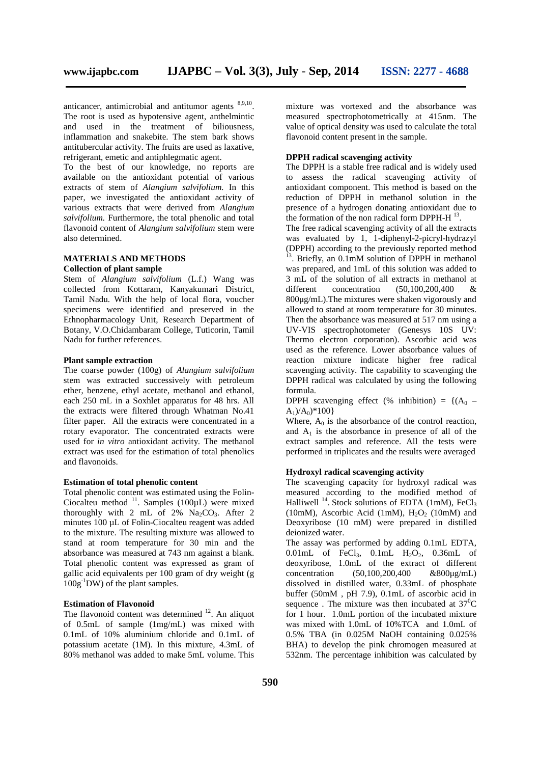anticancer, antimicrobial and antitumor agents [8,9,10]. The root is used as hypotensive agent, anthelmintic and used in the treatment of biliousness, inflammation and snakebite. The stem bark shows antitubercular activity. The fruits are used as laxative, refrigerant, emetic and antiphlegmatic agent.

To the best of our knowledge, no reports are available on the antioxidant potential of various extracts of stem of *Alangium salvifolium.* In this paper, we investigated the antioxidant activity of various extracts that were derived from *Alangium salvifolium.* Furthermore, the total phenolic and total flavonoid content of *Alangium salvifolium* stem were also determined.

## MATERIALS AND METHODS

### Collection of plant sample

Stem of *Alangium salvifolium* (L.f.) Wang was collected from Kottaram, Kanyakumari District, Tamil Nadu. With the help of local flora, voucher specimens were identified and preserved in the Ethnopharmacology Unit, Research Department of Botany, V.O.Chidambaram College, Tuticorin, Tamil Nadu for further references.

### Plant sample extraction

The coarse powder (100g) of *Alangium salvifolium* stem was extracted successively with petroleum ether, benzene, ethyl acetate, methanol and ethanol, each 250 mL in a Soxhlet apparatus for 48 hrs. All the extracts were filtered through Whatman No.41 filter paper. All the extracts were concentrated in a rotary evaporator. The concentrated extracts were used for *in vitro* antioxidant activity. The methanol extract was used for the estimation of total phenolics and flavonoids.

### Estimation of total phenolic content

Total phenolic content was estimated using the Folin-Ciocalteu method [11]. Samples (100µL) were mixed thoroughly with 2 mL of 2% $Na_2CO_3$. After 2 minutes 100 µL of Folin-Ciocalteu reagent was added to the mixture. The resulting mixture was allowed to stand at room temperature for 30 min and the absorbance was measured at 743 nm against a blank. Total phenolic content was expressed as gram of gallic acid equivalents per 100 gram of dry weight (g $100g^{-1}$DW) of the plant samples.

### Estimation of Flavonoid

The flavonoid content was determined [12]. An aliquot of 0.5mL of sample (1mg/mL) was mixed with 0.1mL of 10% aluminium chloride and 0.1mL of potassium acetate (1M). In this mixture, 4.3mL of 80% methanol was added to make 5mL volume. This mixture was vortexed and the absorbance was measured spectrophotometrically at 415nm. The value of optical density was used to calculate the total flavonoid content present in the sample.

### DPPH radical scavenging activity

The DPPH is a stable free radical and is widely used to assess the radical scavenging activity of antioxidant component. This method is based on the reduction of DPPH in methanol solution in the presence of a hydrogen donating antioxidant due to the formation of the non radical form DPPH-H [13].

The free radical scavenging activity of all the extracts was evaluated by 1, 1-diphenyl-2-picryl-hydrazyl (DPPH) according to the previously reported method [13]. Briefly, an 0.1mM solution of DPPH in methanol was prepared, and 1mL of this solution was added to 3 mL of the solution of all extracts in methanol at different concentration (50,100,200,400 & 800µg/mL).The mixtures were shaken vigorously and allowed to stand at room temperature for 30 minutes. Then the absorbance was measured at 517 nm using a UV-VIS spectrophotometer (Genesys 10S UV: Thermo electron corporation). Ascorbic acid was used as the reference. Lower absorbance values of reaction mixture indicate higher free radical scavenging activity. The capability to scavenging the DPPH radical was calculated by using the following formula.

DPPH scavenging effect (% inhibition) = $\{(A_0 - A_1)/A_0)*100\}$

Where, $A_0$ is the absorbance of the control reaction, and $A_1$ is the absorbance in presence of all of the extract samples and reference. All the tests were performed in triplicates and the results were averaged

### Hydroxyl radical scavenging activity

The scavenging capacity for hydroxyl radical was measured according to the modified method of Halliwell [14]. Stock solutions of EDTA (1mM), $FeCl_3$ (10mM), Ascorbic Acid (1mM), $H_2O_2$ (10mM) and Deoxyribose (10 mM) were prepared in distilled deionized water.

The assay was performed by adding 0.1mL EDTA, 0.01mL of $FeCl_3$, 0.1mL $H_2O_2$, 0.36mL of deoxyribose, 1.0mL of the extract of different concentration (50,100,200,400 &800µg/mL) dissolved in distilled water, 0.33mL of phosphate buffer (50mM , pH 7.9), 0.1mL of ascorbic acid in sequence . The mixture was then incubated at $37^0$C for 1 hour. 1.0mL portion of the incubated mixture was mixed with 1.0mL of 10%TCA and 1.0mL of 0.5% TBA (in 0.025M NaOH containing 0.025% BHA) to develop the pink chromogen measured at 532nm. The percentage inhibition was calculated by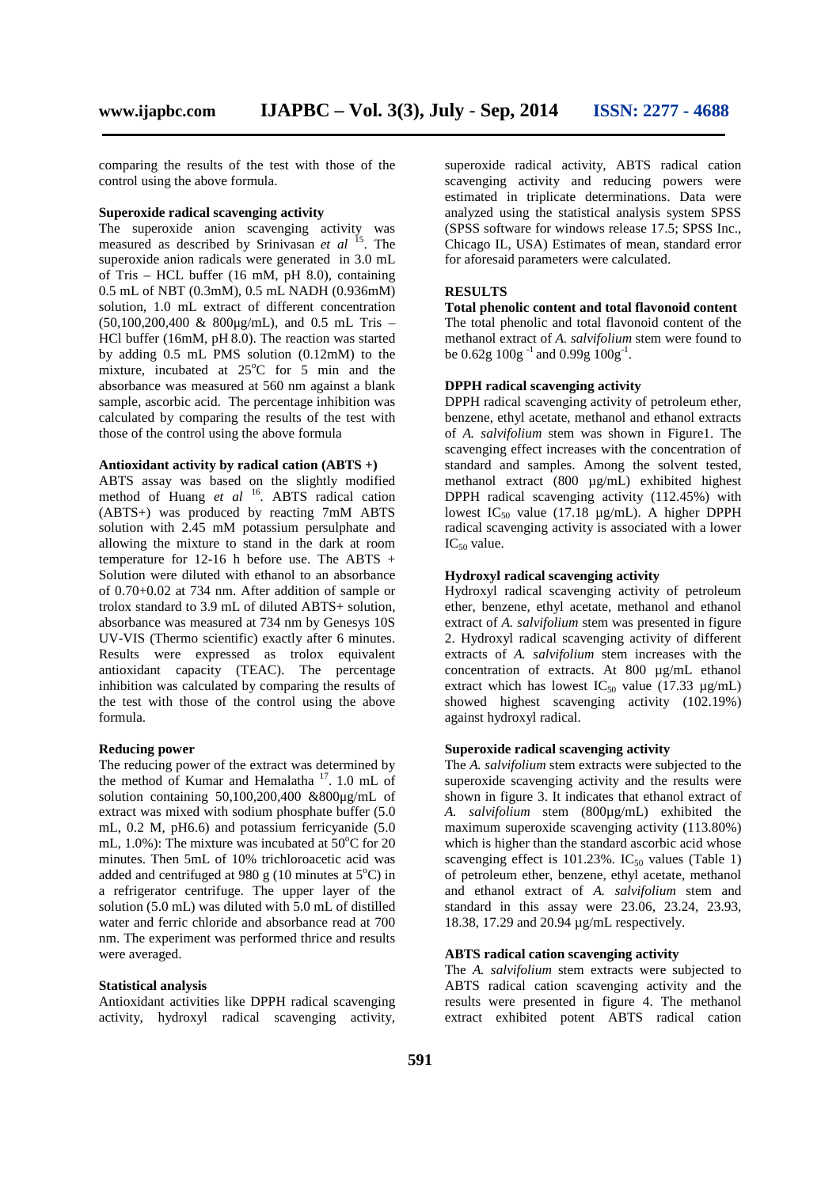comparing the results of the test with those of the control using the above formula.

**Superoxide radical scavenging activity**

The superoxide anion scavenging activity was measured as described by Srinivasan *et al* [15]. The superoxide anion radicals were generated in 3.0 mL of Tris – HCL buffer (16 mM, pH 8.0), containing 0.5 mL of NBT (0.3mM), 0.5 mL NADH (0.936mM) solution, 1.0 mL extract of different concentration (50,100,200,400 & 800µg/mL), and 0.5 mL Tris – HCl buffer (16mM, pH 8.0). The reaction was started by adding 0.5 mL PMS solution (0.12mM) to the mixture, incubated at 25°C for 5 min and the absorbance was measured at 560 nm against a blank sample, ascorbic acid. The percentage inhibition was calculated by comparing the results of the test with those of the control using the above formula

**Antioxidant activity by radical cation (ABTS +)**

ABTS assay was based on the slightly modified method of Huang *et al* [16]. ABTS radical cation (ABTS+) was produced by reacting 7mM ABTS solution with 2.45 mM potassium persulphate and allowing the mixture to stand in the dark at room temperature for 12-16 h before use. The ABTS + Solution were diluted with ethanol to an absorbance of 0.70+0.02 at 734 nm. After addition of sample or trolox standard to 3.9 mL of diluted ABTS+ solution, absorbance was measured at 734 nm by Genesys 10S UV-VIS (Thermo scientific) exactly after 6 minutes. Results were expressed as trolox equivalent antioxidant capacity (TEAC). The percentage inhibition was calculated by comparing the results of the test with those of the control using the above formula.

**Reducing power**

The reducing power of the extract was determined by the method of Kumar and Hemalatha [17]. 1.0 mL of solution containing 50,100,200,400 &800µg/mL of extract was mixed with sodium phosphate buffer (5.0 mL, 0.2 M, pH6.6) and potassium ferricyanide (5.0 mL, 1.0%): The mixture was incubated at 50°C for 20 minutes. Then 5mL of 10% trichloroacetic acid was added and centrifuged at 980 g (10 minutes at 5°C) in a refrigerator centrifuge. The upper layer of the solution (5.0 mL) was diluted with 5.0 mL of distilled water and ferric chloride and absorbance read at 700 nm. The experiment was performed thrice and results were averaged.

**Statistical analysis**

Antioxidant activities like DPPH radical scavenging activity, hydroxyl radical scavenging activity, superoxide radical activity, ABTS radical cation scavenging activity and reducing powers were estimated in triplicate determinations. Data were analyzed using the statistical analysis system SPSS (SPSS software for windows release 17.5; SPSS Inc., Chicago IL, USA) Estimates of mean, standard error for aforesaid parameters were calculated.

## RESULTS

**Total phenolic content and total flavonoid content**

The total phenolic and total flavonoid content of the methanol extract of *A. salvifolium* stem were found to be 0.62g $100g^{-1}$ and 0.99g $100g^{-1}$.

**DPPH radical scavenging activity**

DPPH radical scavenging activity of petroleum ether, benzene, ethyl acetate, methanol and ethanol extracts of *A. salvifolium* stem was shown in Figure1. The scavenging effect increases with the concentration of standard and samples. Among the solvent tested, methanol extract (800 µg/mL) exhibited highest DPPH radical scavenging activity (112.45%) with lowest $IC_{50}$ value (17.18 µg/mL). A higher DPPH radical scavenging activity is associated with a lower $IC_{50}$ value.

**Hydroxyl radical scavenging activity**

Hydroxyl radical scavenging activity of petroleum ether, benzene, ethyl acetate, methanol and ethanol extract of *A. salvifolium* stem was presented in figure 2. Hydroxyl radical scavenging activity of different extracts of *A. salvifolium* stem increases with the concentration of extracts. At 800 µg/mL ethanol extract which has lowest $IC_{50}$ value (17.33 µg/mL) showed highest scavenging activity (102.19%) against hydroxyl radical.

**Superoxide radical scavenging activity**

The *A. salvifolium* stem extracts were subjected to the superoxide scavenging activity and the results were shown in figure 3. It indicates that ethanol extract of *A. salvifolium* stem (800µg/mL) exhibited the maximum superoxide scavenging activity (113.80%) which is higher than the standard ascorbic acid whose scavenging effect is 101.23%. $IC_{50}$ values (Table 1) of petroleum ether, benzene, ethyl acetate, methanol and ethanol extract of *A. salvifolium* stem and standard in this assay were 23.06, 23.24, 23.93, 18.38, 17.29 and 20.94 µg/mL respectively.

**ABTS radical cation scavenging activity**

The *A. salvifolium* stem extracts were subjected to ABTS radical cation scavenging activity and the results were presented in figure 4. The methanol extract exhibited potent ABTS radical cation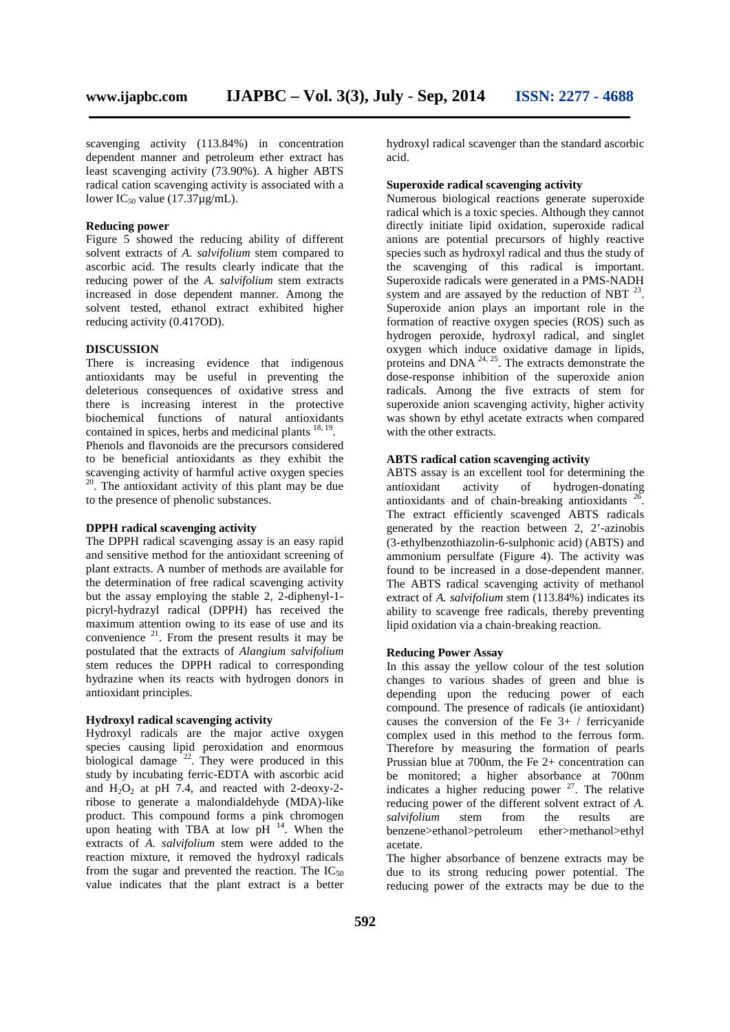scavenging activity (113.84%) in concentration dependent manner and petroleum ether extract has least scavenging activity (73.90%). A higher ABTS radical cation scavenging activity is associated with a lower $IC_{50}$ value (17.37µg/mL).

### Reducing power

Figure 5 showed the reducing ability of different solvent extracts of *A. salvifolium* stem compared to ascorbic acid. The results clearly indicate that the reducing power of the *A. salvifolium* stem extracts increased in dose dependent manner. Among the solvent tested, ethanol extract exhibited higher reducing activity (0.417OD).

## DISCUSSION

There is increasing evidence that indigenous antioxidants may be useful in preventing the deleterious consequences of oxidative stress and there is increasing interest in the protective biochemical functions of natural antioxidants contained in spices, herbs and medicinal plants [18, 19].

Phenols and flavonoids are the precursors considered to be beneficial antioxidants as they exhibit the scavenging activity of harmful active oxygen species [20]. The antioxidant activity of this plant may be due to the presence of phenolic substances.

### DPPH radical scavenging activity

The DPPH radical scavenging assay is an easy rapid and sensitive method for the antioxidant screening of plant extracts. A number of methods are available for the determination of free radical scavenging activity but the assay employing the stable 2, 2-diphenyl-1-picryl-hydrazyl radical (DPPH) has received the maximum attention owing to its ease of use and its convenience [21]. From the present results it may be postulated that the extracts of *Alangium salvifolium* stem reduces the DPPH radical to corresponding hydrazine when its reacts with hydrogen donors in antioxidant principles.

### Hydroxyl radical scavenging activity

Hydroxyl radicals are the major active oxygen species causing lipid peroxidation and enormous biological damage [22]. They were produced in this study by incubating ferric-EDTA with ascorbic acid and $H_2O_2$ at pH 7.4, and reacted with 2-deoxy-2-ribose to generate a malondialdehyde (MDA)-like product. This compound forms a pink chromogen upon heating with TBA at low pH [14]. When the extracts of *A. salvifolium* stem were added to the reaction mixture, it removed the hydroxyl radicals from the sugar and prevented the reaction. The $IC_{50}$ value indicates that the plant extract is a better hydroxyl radical scavenger than the standard ascorbic acid.

### Superoxide radical scavenging activity

Numerous biological reactions generate superoxide radical which is a toxic species. Although they cannot directly initiate lipid oxidation, superoxide radical anions are potential precursors of highly reactive species such as hydroxyl radical and thus the study of the scavenging of this radical is important. Superoxide radicals were generated in a PMS-NADH system and are assayed by the reduction of NBT [23]. Superoxide anion plays an important role in the formation of reactive oxygen species (ROS) such as hydrogen peroxide, hydroxyl radical, and singlet oxygen which induce oxidative damage in lipids, proteins and DNA [24, 25]. The extracts demonstrate the dose-response inhibition of the superoxide anion radicals. Among the five extracts of stem for superoxide anion scavenging activity, higher activity was shown by ethyl acetate extracts when compared with the other extracts.

### ABTS radical cation scavenging activity

ABTS assay is an excellent tool for determining the antioxidant activity of hydrogen-donating antioxidants and of chain-breaking antioxidants [26]. The extract efficiently scavenged ABTS radicals generated by the reaction between 2, 2'-azinobis (3-ethylbenzothiazolin-6-sulphonic acid) (ABTS) and ammonium persulfate (Figure 4). The activity was found to be increased in a dose-dependent manner. The ABTS radical scavenging activity of methanol extract of *A. salvifolium* stem (113.84%) indicates its ability to scavenge free radicals, thereby preventing lipid oxidation via a chain-breaking reaction.

### Reducing Power Assay

In this assay the yellow colour of the test solution changes to various shades of green and blue is depending upon the reducing power of each compound. The presence of radicals (ie antioxidant) causes the conversion of the $Fe^{3+}$ / ferricyanide complex used in this method to the ferrous form. Therefore by measuring the formation of pearls Prussian blue at 700nm, the $Fe^{2+}$ concentration can be monitored; a higher absorbance at 700nm indicates a higher reducing power [27]. The relative reducing power of the different solvent extract of *A. salvifolium* stem from the results are benzene>ethanol>petroleum ether>methanol>ethyl acetate.

The higher absorbance of benzene extracts may be due to its strong reducing power potential. The reducing power of the extracts may be due to the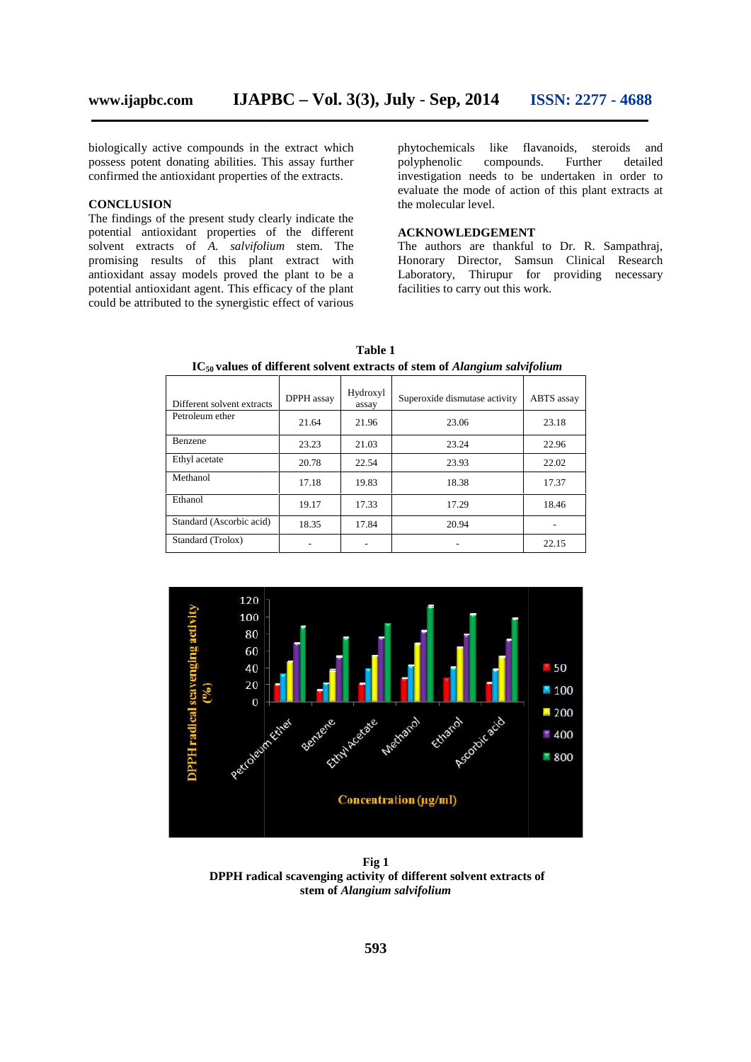biologically active compounds in the extract which possess potent donating abilities. This assay further confirmed the antioxidant properties of the extracts.

## CONCLUSION

The findings of the present study clearly indicate the potential antioxidant properties of the different solvent extracts of *A. salvifolium* stem. The promising results of this plant extract with antioxidant assay models proved the plant to be a potential antioxidant agent. This efficacy of the plant could be attributed to the synergistic effect of various phytochemicals like flavanoids, steroids and polyphenolic compounds. Further detailed investigation needs to be undertaken in order to evaluate the mode of action of this plant extracts at the molecular level.

## ACKNOWLEDGEMENT

The authors are thankful to Dr. R. Sampathraj, Honorary Director, Samsun Clinical Research Laboratory, Thirupur for providing necessary facilities to carry out this work.

**Table 1**
**$IC_{50}$ values of different solvent extracts of stem of *Alangium salvifolium***

| Different solvent extracts | DPPH assay | Hydroxyl assay | Superoxide dismutase activity | ABTS assay |
|---|---|---|---|---|
| Petroleum ether | 21.64 | 21.96 | 23.06 | 23.18 |
| Benzene | 23.23 | 21.03 | 23.24 | 22.96 |
| Ethyl acetate | 20.78 | 22.54 | 23.93 | 22.02 |
| Methanol | 17.18 | 19.83 | 18.38 | 17.37 |
| Ethanol | 19.17 | 17.33 | 17.29 | 18.46 |
| Standard (Ascorbic acid) | 18.35 | 17.84 | 20.94 | - |
| Standard (Trolox) | - | - | - | 22.15 |

**Fig 1**
**DPPH radical scavenging activity of different solvent extracts of stem of *Alangium salvifolium***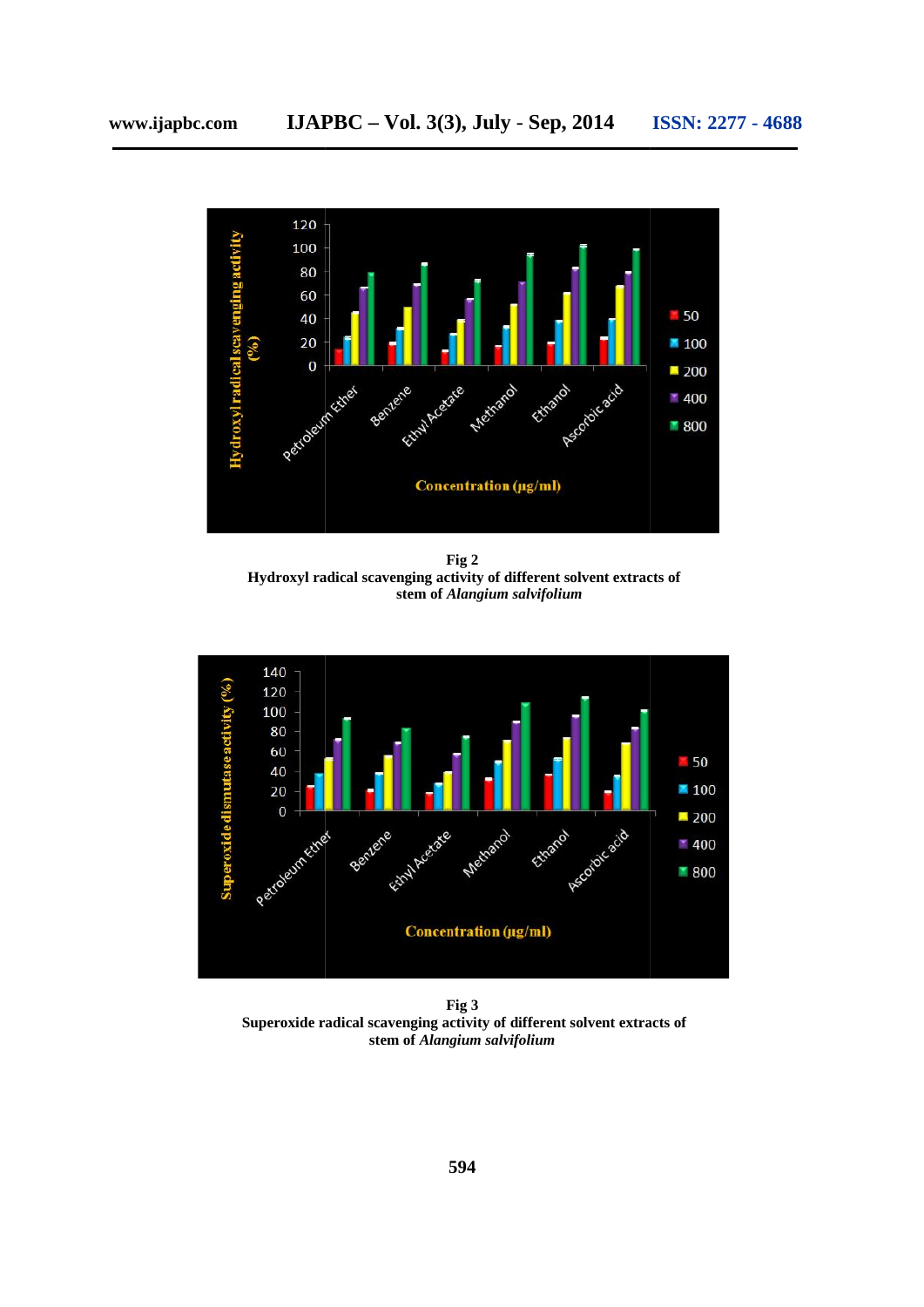Hydroxyl radical scavenging activity (%)

120
100
80
60
40
20
0

Petroleum Ether
Benzene
Ethyl Acetate
Methanol
Ethanol
Ascorbic acid

Concentration (µg/ml)

50
100
200
400
800

**Fig 2**
**Hydroxyl radical scavenging activity of different solvent extracts of stem of *Alangium salvifolium***

Superoxide dismutase activity (%)

140
120
100
80
60
40
20
0

Petroleum Ether
Benzene
Ethyl Acetate
Methanol
Ethanol
Ascorbic acid

Concentration (µg/ml)

50
100
200
400
800

**Fig 3**
**Superoxide radical scavenging activity of different solvent extracts of stem of *Alangium salvifolium***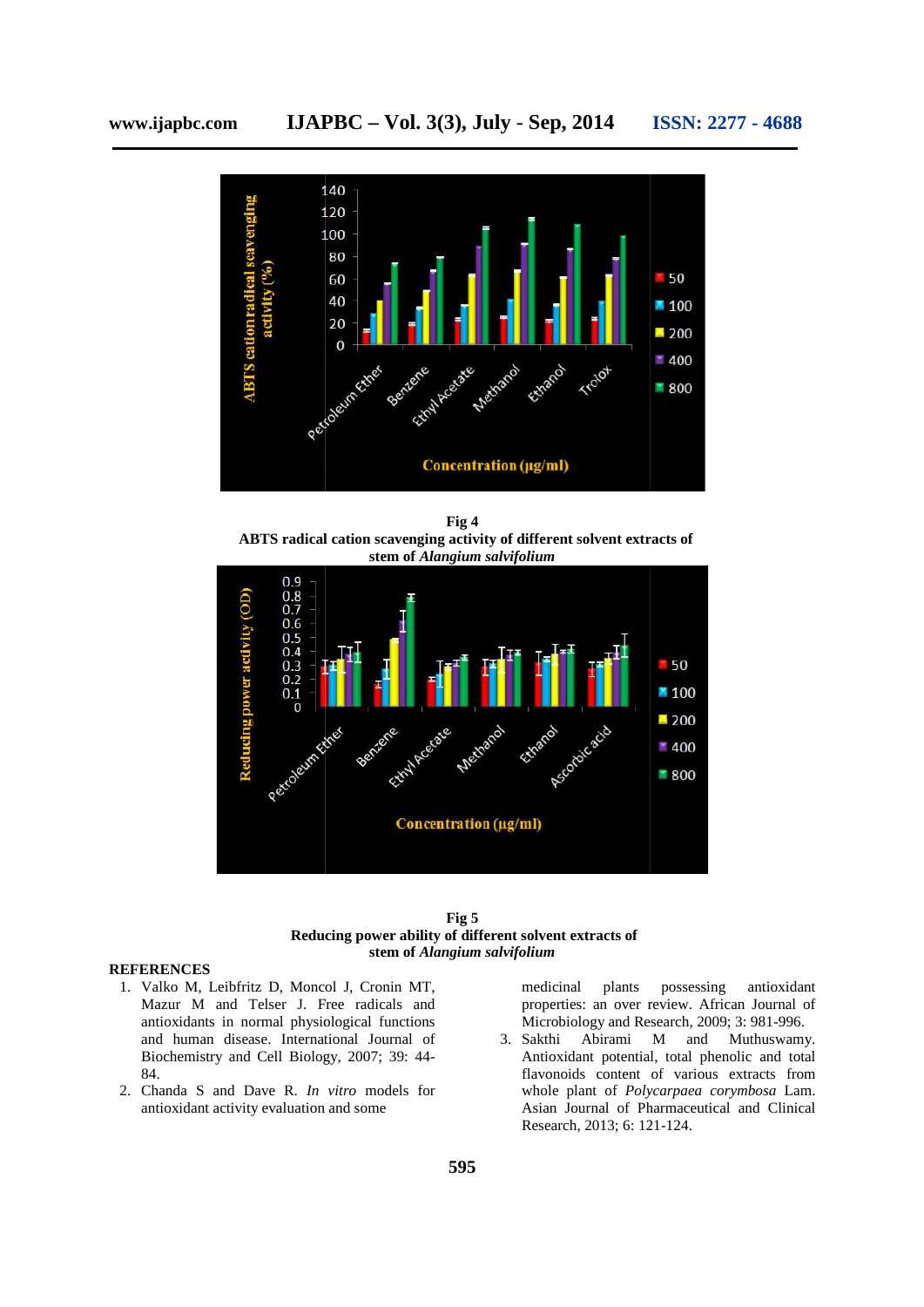ABTS cation radical scavenging activity (%)

140
120
100
80
60
40
20
0

Petroleum Ether
Benzene
Ethyl Acetate
Methanol
Ethanol
Trolox

50
100
200
400
800

Concentration (µg/ml)

**Fig 4**
**ABTS radical cation scavenging activity of different solvent extracts of stem of *Alangium salvifolium***

Reducing power activity (OD)

0.9
0.8
0.7
0.6
0.5
0.4
0.3
0.2
0.1
0

Petroleum Ether
Benzene
Ethyl Acetate
Methanol
Ethanol
Ascorbic acid

50
100
200
400
800

Concentration (µg/ml)

**Fig 5**
**Reducing power ability of different solvent extracts of stem of *Alangium salvifolium***

**REFERENCES**

1. Valko M, Leibfritz D, Moncol J, Cronin MT, Mazur M and Telser J. Free radicals and antioxidants in normal physiological functions and human disease. International Journal of Biochemistry and Cell Biology, 2007; 39: 44-84.
2. Chanda S and Dave R. *In vitro* models for antioxidant activity evaluation and some medicinal plants possessing antioxidant properties: an over review. African Journal of Microbiology and Research, 2009; 3: 981-996.
3. Sakthi Abirami M and Muthuswamy. Antioxidant potential, total phenolic and total flavonoids content of various extracts from whole plant of *Polycarpaea corymbosa* Lam. Asian Journal of Pharmaceutical and Clinical Research, 2013; 6: 121-124.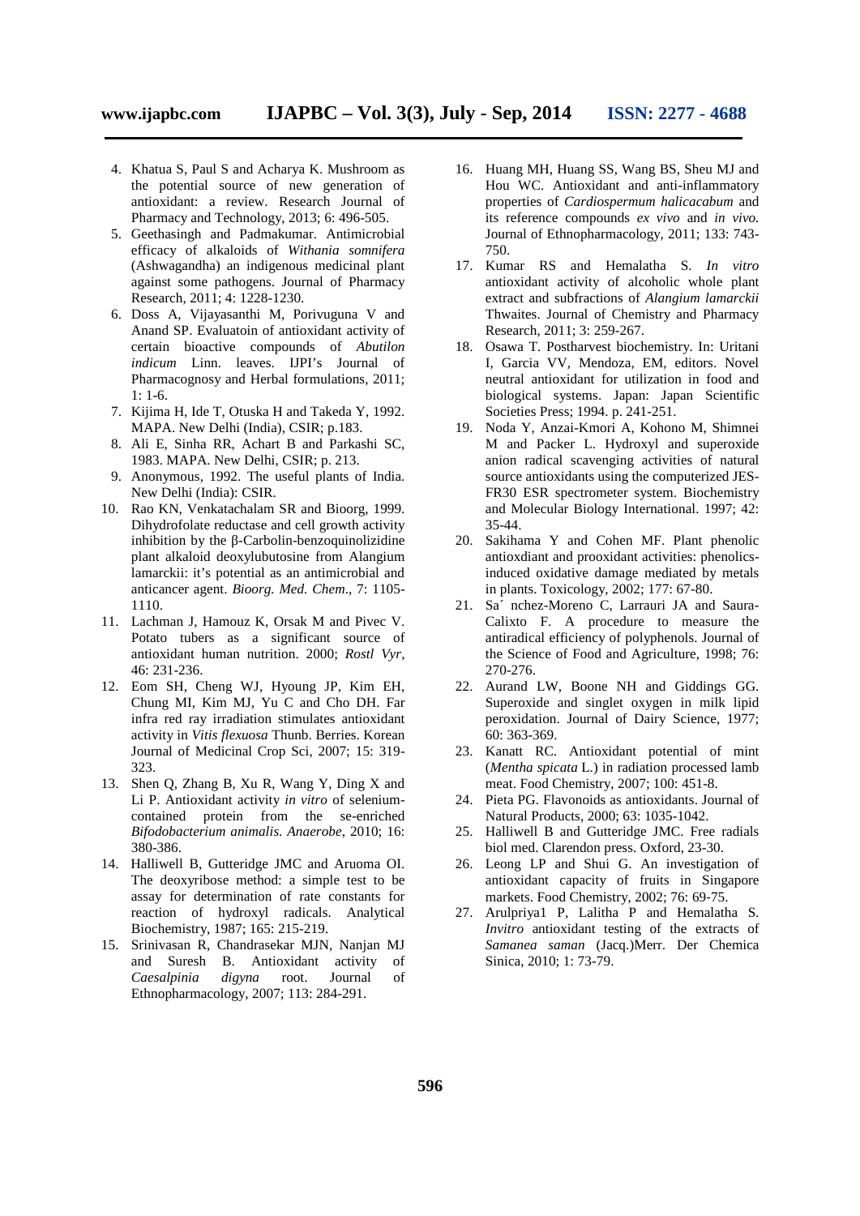4. Khatua S, Paul S and Acharya K. Mushroom as the potential source of new generation of antioxidant: a review. Research Journal of Pharmacy and Technology, 2013; 6: 496-505.
5. Geethasingh and Padmakumar. Antimicrobial efficacy of alkaloids of *Withania somnifera* (Ashwagandha) an indigenous medicinal plant against some pathogens. Journal of Pharmacy Research, 2011; 4: 1228-1230.
6. Doss A, Vijayasanthi M, Porivuguna V and Anand SP. Evaluatoin of antioxidant activity of certain bioactive compounds of *Abutilon indicum* Linn. leaves. IJPI's Journal of Pharmacognosy and Herbal formulations, 2011; 1: 1-6.
7. Kijima H, Ide T, Otuska H and Takeda Y, 1992. MAPA. New Delhi (India), CSIR; p.183.
8. Ali E, Sinha RR, Achart B and Parkashi SC, 1983. MAPA. New Delhi, CSIR; p. 213.
9. Anonymous, 1992. The useful plants of India. New Delhi (India): CSIR.
10. Rao KN, Venkatachalam SR and Bioorg, 1999. Dihydrofolate reductase and cell growth activity inhibition by the β-Carbolin-benzoquinolizidine plant alkaloid deoxylubutosine from Alangium lamarckii: it's potential as an antimicrobial and anticancer agent. *Bioorg. Med. Chem*., 7: 1105-1110.
11. Lachman J, Hamouz K, Orsak M and Pivec V. Potato tubers as a significant source of antioxidant human nutrition. 2000; *Rostl Vyr*, 46: 231-236.
12. Eom SH, Cheng WJ, Hyoung JP, Kim EH, Chung MI, Kim MJ, Yu C and Cho DH. Far infra red ray irradiation stimulates antioxidant activity in *Vitis flexuosa* Thunb. Berries. Korean Journal of Medicinal Crop Sci, 2007; 15: 319-323.
13. Shen Q, Zhang B, Xu R, Wang Y, Ding X and Li P. Antioxidant activity *in vitro* of selenium-contained protein from the se-enriched *Bifodobacterium animalis*. *Anaerobe*, 2010; 16: 380-386.
14. Halliwell B, Gutteridge JMC and Aruoma OI. The deoxyribose method: a simple test to be assay for determination of rate constants for reaction of hydroxyl radicals. Analytical Biochemistry, 1987; 165: 215-219.
15. Srinivasan R, Chandrasekar MJN, Nanjan MJ and Suresh B. Antioxidant activity of *Caesalpinia digyna* root. Journal of Ethnopharmacology, 2007; 113: 284-291.
16. Huang MH, Huang SS, Wang BS, Sheu MJ and Hou WC. Antioxidant and anti-inflammatory properties of *Cardiospermum halicacabum* and its reference compounds *ex vivo* and *in vivo.* Journal of Ethnopharmacology, 2011; 133: 743-750.
17. Kumar RS and Hemalatha S. *In vitro* antioxidant activity of alcoholic whole plant extract and subfractions of *Alangium lamarckii* Thwaites. Journal of Chemistry and Pharmacy Research, 2011; 3: 259-267.
18. Osawa T. Postharvest biochemistry. In: Uritani I, Garcia VV, Mendoza, EM, editors. Novel neutral antioxidant for utilization in food and biological systems. Japan: Japan Scientific Societies Press; 1994. p. 241-251.
19. Noda Y, Anzai-Kmori A, Kohono M, Shimnei M and Packer L. Hydroxyl and superoxide anion radical scavenging activities of natural source antioxidants using the computerized JES-FR30 ESR spectrometer system. Biochemistry and Molecular Biology International. 1997; 42: 35-44.
20. Sakihama Y and Cohen MF. Plant phenolic antioxdiant and prooxidant activities: phenolics-induced oxidative damage mediated by metals in plants. Toxicology, 2002; 177: 67-80.
21. Sa´ nchez-Moreno C, Larrauri JA and Saura-Calixto F. A procedure to measure the antiradical efficiency of polyphenols. Journal of the Science of Food and Agriculture, 1998; 76: 270-276.
22. Aurand LW, Boone NH and Giddings GG. Superoxide and singlet oxygen in milk lipid peroxidation. Journal of Dairy Science, 1977; 60: 363-369.
23. Kanatt RC. Antioxidant potential of mint (*Mentha spicata* L.) in radiation processed lamb meat. Food Chemistry, 2007; 100: 451-8.
24. Pieta PG. Flavonoids as antioxidants. Journal of Natural Products, 2000; 63: 1035-1042.
25. Halliwell B and Gutteridge JMC. Free radicals biol med. Clarendon press. Oxford, 23-30.
26. Leong LP and Shui G. An investigation of antioxidant capacity of fruits in Singapore markets. Food Chemistry, 2002; 76: 69-75.
27. Arulpriya1 P, Lalitha P and Hemalatha S. *Invitro* antioxidant testing of the extracts of *Samanea saman* (Jacq.)Merr. Der Chemica Sinica, 2010; 1: 73-79.